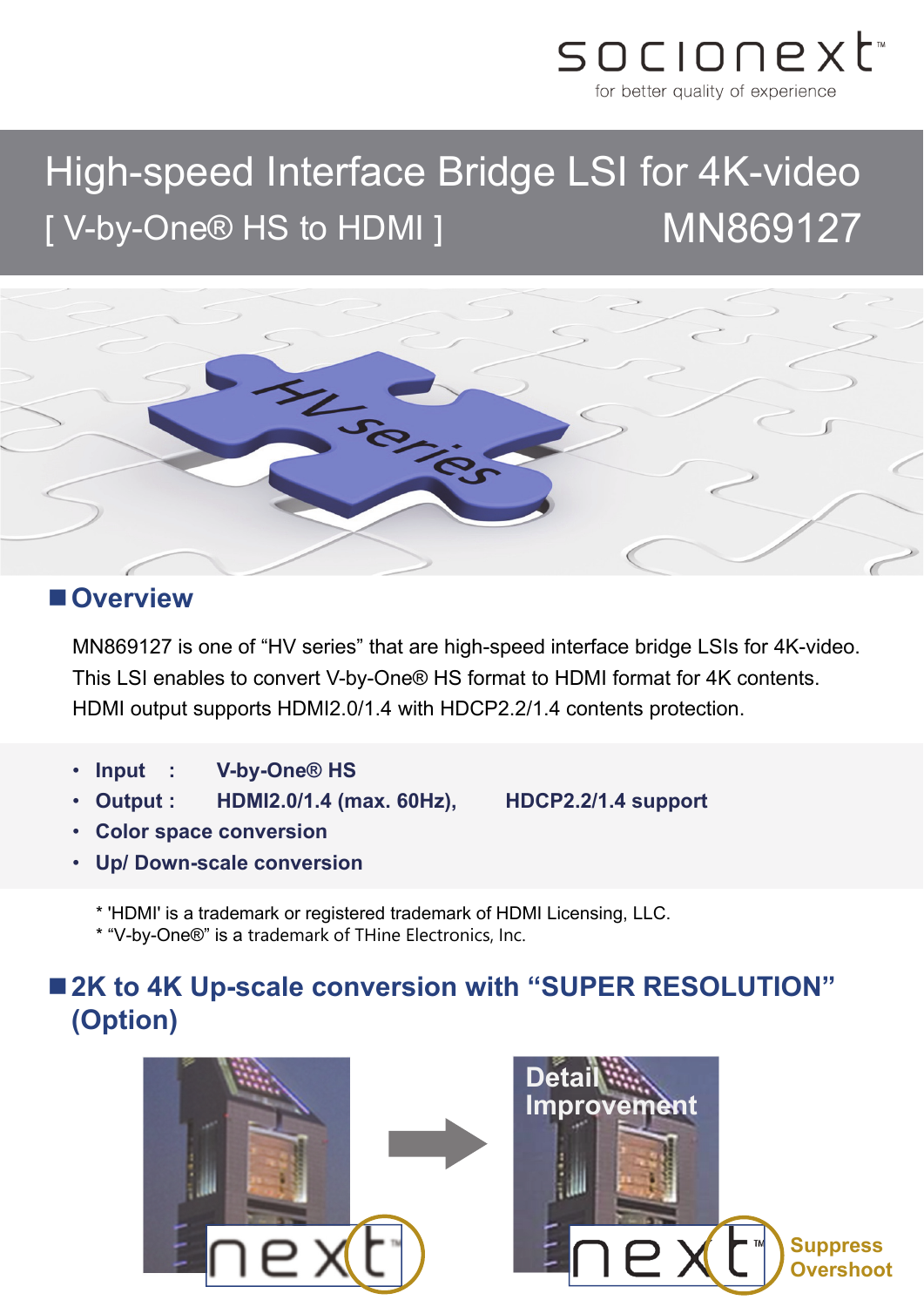socionext

for better quality of experience

# High-speed Interface Bridge LSI for 4K-video

## [ V-by-One® HS to HDMI ] MN869127

## Overview

MN869127 is one of “HV series” that are high-speed interface bridge LSIs for 4K-video. This LSI enables to convert V-by-One® HS format to HDMI format for 4K contents. HDMI output supports HDMI2.0/1.4 with HDCP2.2/1.4 contents protection.

- **Input : V-by-One® HS**
- **Output : HDMI2.0/1.4 (max. 60Hz), HDCP2.2/1.4 support**
- **Color space conversion**
- **Up/ Down-scale conversion**

\* 'HDMI' is a trademark or registered trademark of HDMI Licensing, LLC.
\* “V-by-One®” is a trademark of THine Electronics, Inc.

## 2K to 4K Up-scale conversion with “SUPER RESOLUTION” (Option)

Detail Improvement

Suppress Overshoot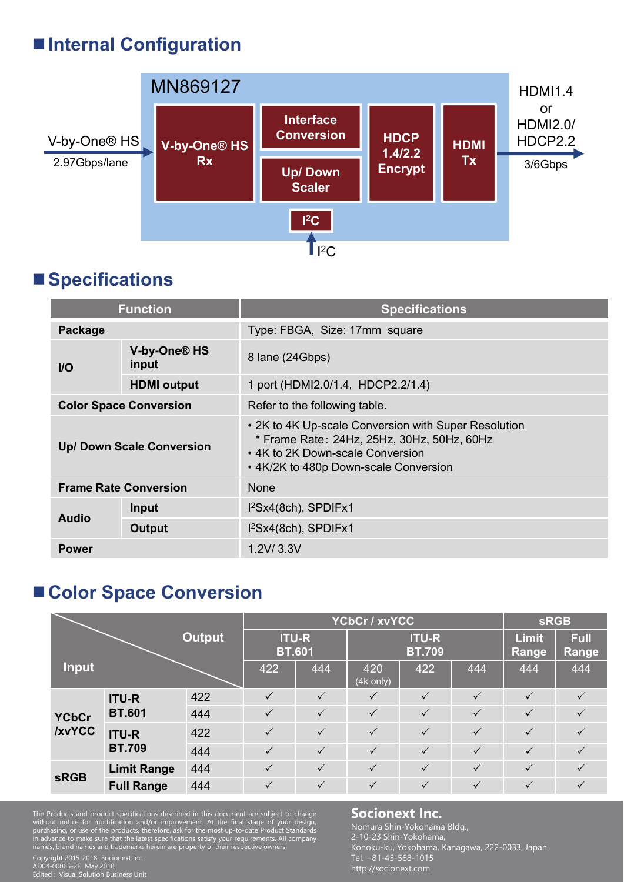## Internal Configuration

MN869127

V-by-One® HS
2.97Gbps/lane

V-by-One® HS Rx

Interface Conversion

Up/ Down Scaler

HDCP 1.4/2.2 Encrypt

HDMI Tx

HDMI1.4 or HDMI2.0/ HDCP2.2
3/6Gbps

I²C

I²C

## Specifications

| Function | | Specifications |
|---|---|---|
| Package | | Type: FBGA, Size: 17mm square |
| I/O | V-by-One® HS input | 8 lane (24Gbps) |
| | HDMI output | 1 port (HDMI2.0/1.4, HDCP2.2/1.4) |
| Color Space Conversion | | Refer to the following table. |
| Up/ Down Scale Conversion | | • 2K to 4K Up-scale Conversion with Super Resolution<br>* Frame Rate : 24Hz, 25Hz, 30Hz, 50Hz, 60Hz<br>• 4K to 2K Down-scale Conversion<br>• 4K/2K to 480p Down-scale Conversion |
| Frame Rate Conversion | | None |
| Audio | Input | I²Sx4(8ch), SPDIFx1 |
| | Output | I²Sx4(8ch), SPDIFx1 |
| Power | | 1.2V/ 3.3V |

## Color Space Conversion

| Input \ Output | | | YCbCr / xvYCC | | | | | sRGB | |
|---|---|---|---|---|---|---|---|---|---|
| | | | ITU-R BT.601 | | ITU-R BT.709 | | | Limit Range | Full Range |
| | | | 422 | 444 | 420 (4k only) | 422 | 444 | 444 | 444 |
| YCbCr /xvYCC | ITU-R BT.601 | 422 | ✓ | ✓ | ✓ | ✓ | ✓ | ✓ | ✓ |
| | | 444 | ✓ | ✓ | ✓ | ✓ | ✓ | ✓ | ✓ |
| | ITU-R BT.709 | 422 | ✓ | ✓ | ✓ | ✓ | ✓ | ✓ | ✓ |
| | | 444 | ✓ | ✓ | ✓ | ✓ | ✓ | ✓ | ✓ |
| sRGB | Limit Range | 444 | ✓ | ✓ | ✓ | ✓ | ✓ | ✓ | ✓ |
| | Full Range | 444 | ✓ | ✓ | ✓ | ✓ | ✓ | ✓ | ✓ |

The Products and product specifications described in this document are subject to change without notice for modification and/or improvement. At the final stage of your design, purchasing, or use of the products, therefore, ask for the most up-to-date Product Standards in advance to make sure that the latest specifications satisfy your requirements. All company names, brand names and trademarks herein are property of their respective owners.

Copyright 2015-2018 Socionext Inc.
AD04-00065-2E May 2018
Edited : Visual Solution Business Unit

**Socionext Inc.**
Nomura Shin-Yokohama Bldg.,
2-10-23 Shin-Yokohama,
Kohoku-ku, Yokohama, Kanagawa, 222-0033, Japan
Tel. +81-45-568-1015
http://socionext.com